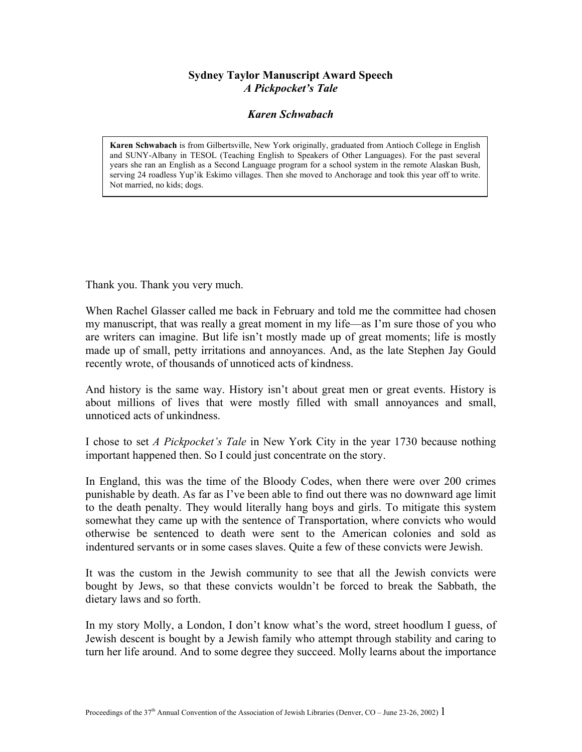# Sydney Taylor Manuscript Award Speech
## *A Pickpocket's Tale*

### *Karen Schwabach*

> **Karen Schwabach** is from Gilbertsville, New York originally, graduated from Antioch College in English and SUNY-Albany in TESOL (Teaching English to Speakers of Other Languages). For the past several years she ran an English as a Second Language program for a school system in the remote Alaskan Bush, serving 24 roadless Yup'ik Eskimo villages. Then she moved to Anchorage and took this year off to write. Not married, no kids; dogs.

Thank you. Thank you very much.

When Rachel Glasser called me back in February and told me the committee had chosen my manuscript, that was really a great moment in my life—as I'm sure those of you who are writers can imagine. But life isn't mostly made up of great moments; life is mostly made up of small, petty irritations and annoyances. And, as the late Stephen Jay Gould recently wrote, of thousands of unnoticed acts of kindness.

And history is the same way. History isn't about great men or great events. History is about millions of lives that were mostly filled with small annoyances and small, unnoticed acts of unkindness.

I chose to set *A Pickpocket's Tale* in New York City in the year 1730 because nothing important happened then. So I could just concentrate on the story.

In England, this was the time of the Bloody Codes, when there were over 200 crimes punishable by death. As far as I've been able to find out there was no downward age limit to the death penalty. They would literally hang boys and girls. To mitigate this system somewhat they came up with the sentence of Transportation, where convicts who would otherwise be sentenced to death were sent to the American colonies and sold as indentured servants or in some cases slaves. Quite a few of these convicts were Jewish.

It was the custom in the Jewish community to see that all the Jewish convicts were bought by Jews, so that these convicts wouldn't be forced to break the Sabbath, the dietary laws and so forth.

In my story Molly, a London, I don't know what's the word, street hoodlum I guess, of Jewish descent is bought by a Jewish family who attempt through stability and caring to turn her life around. And to some degree they succeed. Molly learns about the importance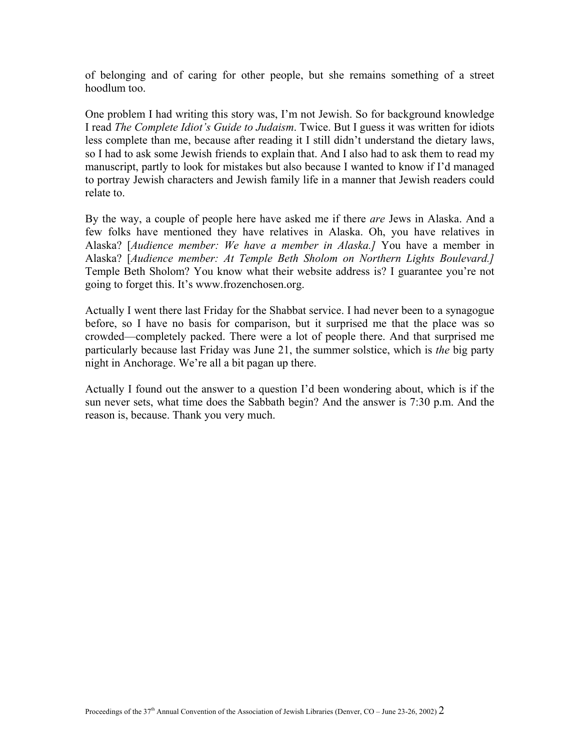of belonging and of caring for other people, but she remains something of a street hoodlum too.

One problem I had writing this story was, I'm not Jewish. So for background knowledge I read *The Complete Idiot's Guide to Judaism*. Twice. But I guess it was written for idiots less complete than me, because after reading it I still didn't understand the dietary laws, so I had to ask some Jewish friends to explain that. And I also had to ask them to read my manuscript, partly to look for mistakes but also because I wanted to know if I'd managed to portray Jewish characters and Jewish family life in a manner that Jewish readers could relate to.

By the way, a couple of people here have asked me if there *are* Jews in Alaska. And a few folks have mentioned they have relatives in Alaska. Oh, you have relatives in Alaska? [*Audience member: We have a member in Alaska.*] You have a member in Alaska? [*Audience member: At Temple Beth Sholom on Northern Lights Boulevard.*] Temple Beth Sholom? You know what their website address is? I guarantee you're not going to forget this. It's www.frozenchosen.org.

Actually I went there last Friday for the Shabbat service. I had never been to a synagogue before, so I have no basis for comparison, but it surprised me that the place was so crowded—completely packed. There were a lot of people there. And that surprised me particularly because last Friday was June 21, the summer solstice, which is *the* big party night in Anchorage. We're all a bit pagan up there.

Actually I found out the answer to a question I'd been wondering about, which is if the sun never sets, what time does the Sabbath begin? And the answer is 7:30 p.m. And the reason is, because. Thank you very much.